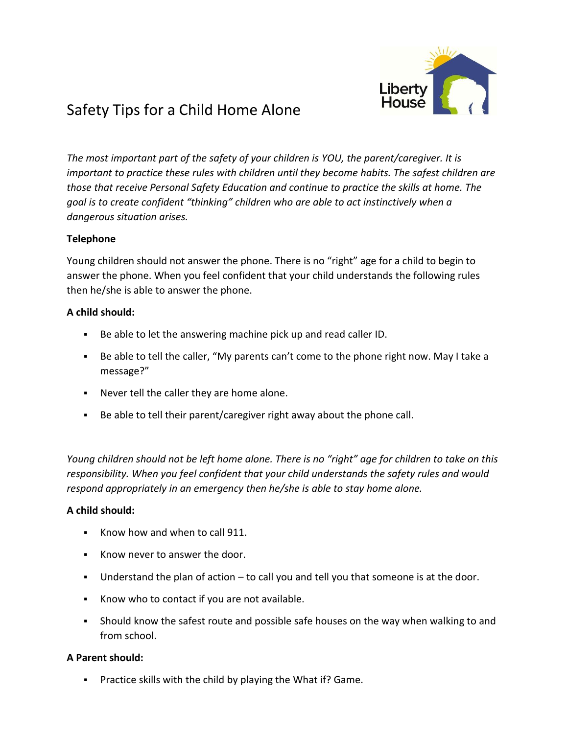# Safety Tips for a Child Home Alone

*The most important part of the safety of your children is YOU, the parent/caregiver. It is important to practice these rules with children until they become habits. The safest children are those that receive Personal Safety Education and continue to practice the skills at home. The goal is to create confident "thinking" children who are able to act instinctively when a dangerous situation arises.*

**Telephone**

Young children should not answer the phone. There is no "right" age for a child to begin to answer the phone. When you feel confident that your child understands the following rules then he/she is able to answer the phone.

**A child should:**

- Be able to let the answering machine pick up and read caller ID.
- Be able to tell the caller, "My parents can't come to the phone right now. May I take a message?"
- Never tell the caller they are home alone.
- Be able to tell their parent/caregiver right away about the phone call.

*Young children should not be left home alone. There is no "right" age for children to take on this responsibility. When you feel confident that your child understands the safety rules and would respond appropriately in an emergency then he/she is able to stay home alone.*

**A child should:**

- Know how and when to call 911.
- Know never to answer the door.
- Understand the plan of action – to call you and tell you that someone is at the door.
- Know who to contact if you are not available.
- Should know the safest route and possible safe houses on the way when walking to and from school.

**A Parent should:**

- Practice skills with the child by playing the What if? Game.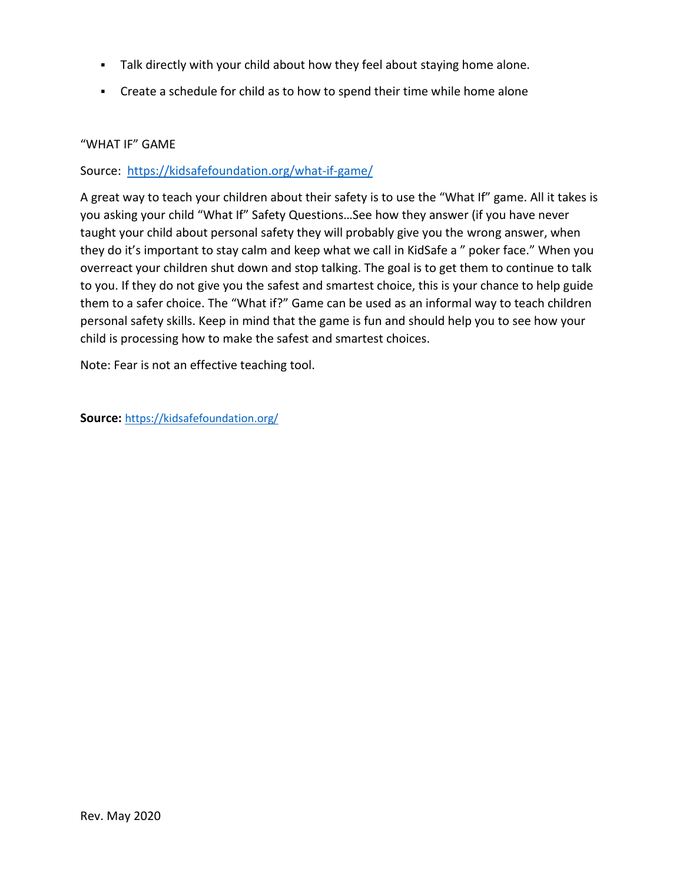- Talk directly with your child about how they feel about staying home alone.
- Create a schedule for child as to how to spend their time while home alone

"WHAT IF" GAME

Source: [https://kidsafefoundation.org/what-if-game/](https://kidsafefoundation.org/what-if-game/)

A great way to teach your children about their safety is to use the "What If" game. All it takes is you asking your child "What If" Safety Questions…See how they answer (if you have never taught your child about personal safety they will probably give you the wrong answer, when they do it's important to stay calm and keep what we call in KidSafe a " poker face." When you overreact your children shut down and stop talking. The goal is to get them to continue to talk to you. If they do not give you the safest and smartest choice, this is your chance to help guide them to a safer choice. The "What if?" Game can be used as an informal way to teach children personal safety skills. Keep in mind that the game is fun and should help you to see how your child is processing how to make the safest and smartest choices.

Note: Fear is not an effective teaching tool.

**Source:** [https://kidsafefoundation.org/](https://kidsafefoundation.org/)

Rev. May 2020